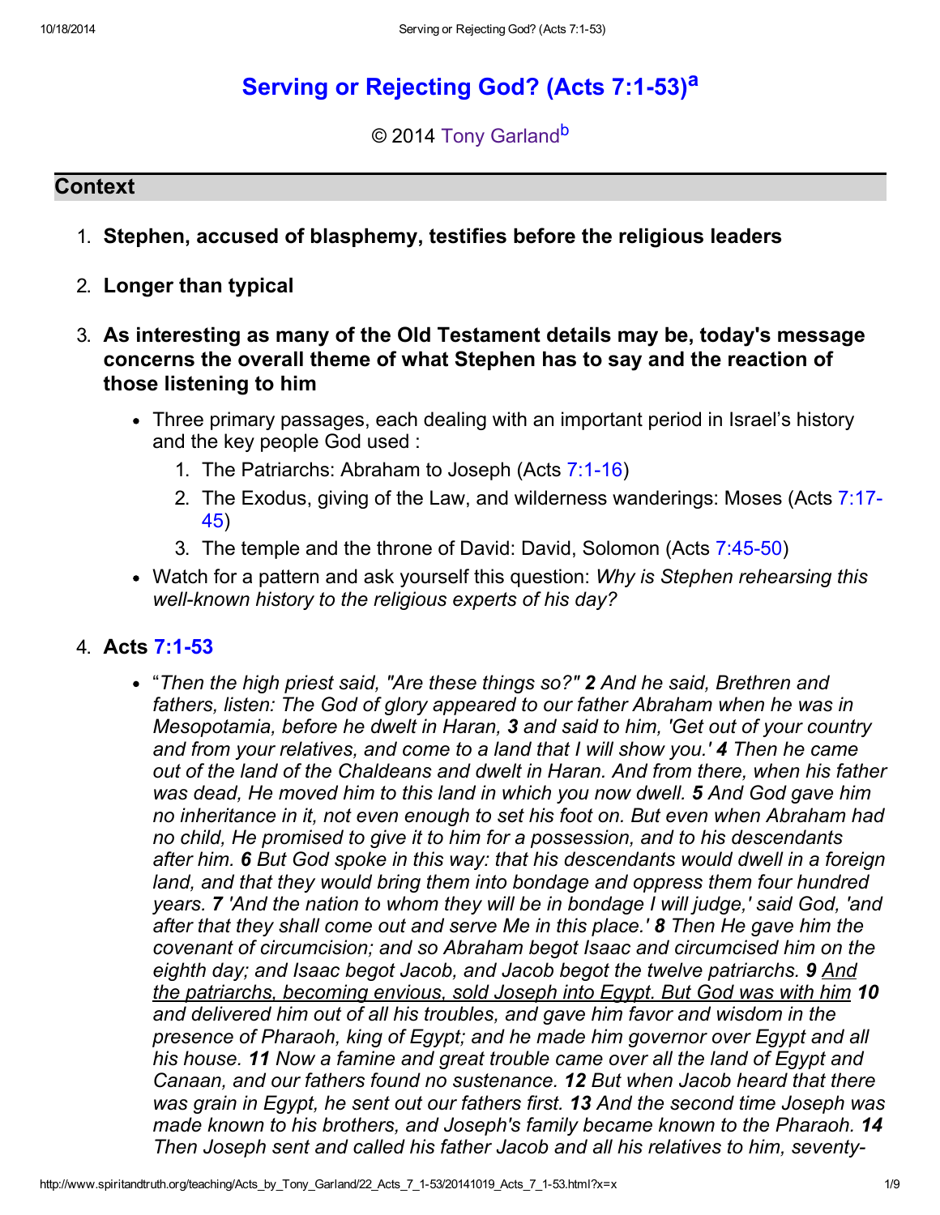# Serving or Rejecting God? (Acts 7:1-53)[a]

© 2014 Tony Garland[b]

## Context

1. **Stephen, accused of blasphemy, testifies before the religious leaders**

2. **Longer than typical**

3. **As interesting as many of the Old Testament details may be, today's message concerns the overall theme of what Stephen has to say and the reaction of those listening to him**
   - Three primary passages, each dealing with an important period in Israel's history and the key people God used :
     1. The Patriarchs: Abraham to Joseph (Acts 7:1-16)
     2. The Exodus, giving of the Law, and wilderness wanderings: Moses (Acts 7:17-45)
     3. The temple and the throne of David: David, Solomon (Acts 7:45-50)
   - Watch for a pattern and ask yourself this question: *Why is Stephen rehearsing this well-known history to the religious experts of his day?*

4. **Acts 7:1-53**
   - "*Then the high priest said, "Are these things so?"* ***2*** *And he said, Brethren and fathers, listen: The God of glory appeared to our father Abraham when he was in Mesopotamia, before he dwelt in Haran,* ***3*** *and said to him, 'Get out of your country and from your relatives, and come to a land that I will show you.'* ***4*** *Then he came out of the land of the Chaldeans and dwelt in Haran. And from there, when his father was dead, He moved him to this land in which you now dwell.* ***5*** *And God gave him no inheritance in it, not even enough to set his foot on. But even when Abraham had no child, He promised to give it to him for a possession, and to his descendants after him.* ***6*** *But God spoke in this way: that his descendants would dwell in a foreign land, and that they would bring them into bondage and oppress them four hundred years.* ***7*** *'And the nation to whom they will be in bondage I will judge,' said God, 'and after that they shall come out and serve Me in this place.'* ***8*** *Then He gave him the covenant of circumcision; and so Abraham begot Isaac and circumcised him on the eighth day; and Isaac begot Jacob, and Jacob begot the twelve patriarchs.* ***9*** *<u>And the patriarchs, becoming envious, sold Joseph into Egypt. But God was with him</u>* ***10*** *and delivered him out of all his troubles, and gave him favor and wisdom in the presence of Pharaoh, king of Egypt; and he made him governor over Egypt and all his house.* ***11*** *Now a famine and great trouble came over all the land of Egypt and Canaan, and our fathers found no sustenance.* ***12*** *But when Jacob heard that there was grain in Egypt, he sent out our fathers first.* ***13*** *And the second time Joseph was made known to his brothers, and Joseph's family became known to the Pharaoh.* ***14*** *Then Joseph sent and called his father Jacob and all his relatives to him, seventy-*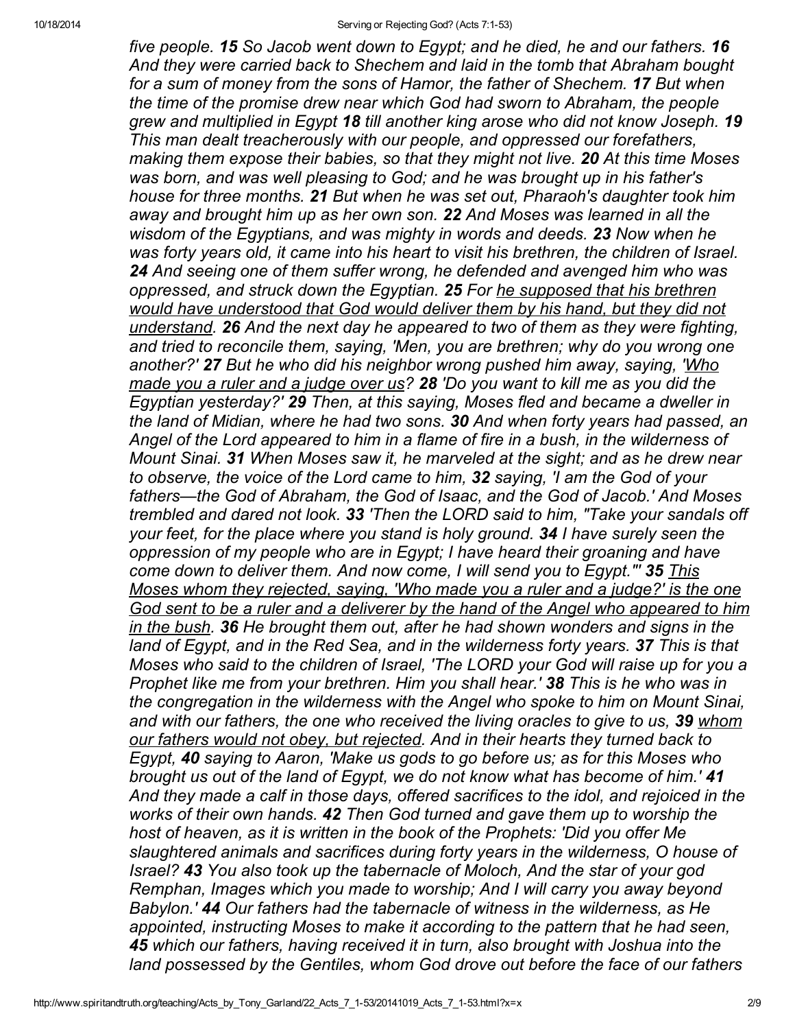*five people. **15** So Jacob went down to Egypt; and he died, he and our fathers. **16** And they were carried back to Shechem and laid in the tomb that Abraham bought for a sum of money from the sons of Hamor, the father of Shechem. **17** But when the time of the promise drew near which God had sworn to Abraham, the people grew and multiplied in Egypt **18** till another king arose who did not know Joseph. **19** This man dealt treacherously with our people, and oppressed our forefathers, making them expose their babies, so that they might not live. **20** At this time Moses was born, and was well pleasing to God; and he was brought up in his father's house for three months. **21** But when he was set out, Pharaoh's daughter took him away and brought him up as her own son. **22** And Moses was learned in all the wisdom of the Egyptians, and was mighty in words and deeds. **23** Now when he was forty years old, it came into his heart to visit his brethren, the children of Israel. **24** And seeing one of them suffer wrong, he defended and avenged him who was oppressed, and struck down the Egyptian. **25** For <u>he supposed that his brethren would have understood that God would deliver them by his hand, but they did not understand</u>. **26** And the next day he appeared to two of them as they were fighting, and tried to reconcile them, saying, 'Men, you are brethren; why do you wrong one another?' **27** But he who did his neighbor wrong pushed him away, saying, '<u>Who made you a ruler and a judge over us</u>? **28** 'Do you want to kill me as you did the Egyptian yesterday?' **29** Then, at this saying, Moses fled and became a dweller in the land of Midian, where he had two sons. **30** And when forty years had passed, an Angel of the Lord appeared to him in a flame of fire in a bush, in the wilderness of Mount Sinai. **31** When Moses saw it, he marveled at the sight; and as he drew near to observe, the voice of the Lord came to him, **32** saying, 'I am the God of your fathers—the God of Abraham, the God of Isaac, and the God of Jacob.' And Moses trembled and dared not look. **33** 'Then the LORD said to him, "Take your sandals off your feet, for the place where you stand is holy ground. **34** I have surely seen the oppression of my people who are in Egypt; I have heard their groaning and have come down to deliver them. And now come, I will send you to Egypt."' **35** <u>This Moses whom they rejected, saying, 'Who made you a ruler and a judge?' is the one God sent to be a ruler and a deliverer by the hand of the Angel who appeared to him in the bush</u>. **36** He brought them out, after he had shown wonders and signs in the land of Egypt, and in the Red Sea, and in the wilderness forty years. **37** This is that Moses who said to the children of Israel, 'The LORD your God will raise up for you a Prophet like me from your brethren. Him you shall hear.' **38** This is he who was in the congregation in the wilderness with the Angel who spoke to him on Mount Sinai, and with our fathers, the one who received the living oracles to give to us, **39** <u>whom our fathers would not obey, but rejected</u>. And in their hearts they turned back to Egypt, **40** saying to Aaron, 'Make us gods to go before us; as for this Moses who brought us out of the land of Egypt, we do not know what has become of him.' **41** And they made a calf in those days, offered sacrifices to the idol, and rejoiced in the works of their own hands. **42** Then God turned and gave them up to worship the host of heaven, as it is written in the book of the Prophets: 'Did you offer Me slaughtered animals and sacrifices during forty years in the wilderness, O house of Israel? **43** You also took up the tabernacle of Moloch, And the star of your god Remphan, Images which you made to worship; And I will carry you away beyond Babylon.' **44** Our fathers had the tabernacle of witness in the wilderness, as He appointed, instructing Moses to make it according to the pattern that he had seen, **45** which our fathers, having received it in turn, also brought with Joshua into the land possessed by the Gentiles, whom God drove out before the face of our fathers*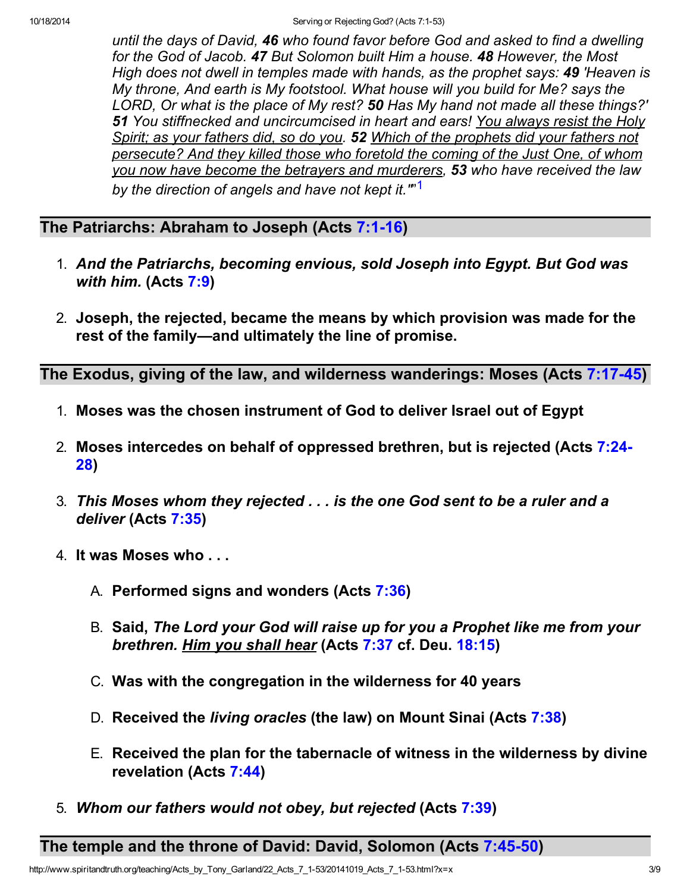*until the days of David, **46** who found favor before God and asked to find a dwelling for the God of Jacob. **47** But Solomon built Him a house. **48** However, the Most High does not dwell in temples made with hands, as the prophet says: **49** 'Heaven is My throne, And earth is My footstool. What house will you build for Me? says the LORD, Or what is the place of My rest? **50** Has My hand not made all these things?' **51** You stiffnecked and uncircumcised in heart and ears! <u>You always resist the Holy Spirit; as your fathers did, so do you</u>. **52** <u>Which of the prophets did your fathers not persecute? And they killed those who foretold the coming of the Just One, of whom you now have become the betrayers and murderers</u>, **53** who have received the law by the direction of angels and have not kept it.'"*[1]

## The Patriarchs: Abraham to Joseph (Acts 7:1-16)

1. ***And the Patriarchs, becoming envious, sold Joseph into Egypt. But God was with him.* (Acts 7:9)**
2. **Joseph, the rejected, became the means by which provision was made for the rest of the family—and ultimately the line of promise.**

## The Exodus, giving of the law, and wilderness wanderings: Moses (Acts 7:17-45)

1. **Moses was the chosen instrument of God to deliver Israel out of Egypt**
2. **Moses intercedes on behalf of oppressed brethren, but is rejected (Acts 7:24-28)**
3. ***This Moses whom they rejected . . . is the one God sent to be a ruler and a deliver* (Acts 7:35)**
4. **It was Moses who . . .**
   - A. **Performed signs and wonders (Acts 7:36)**
   - B. **Said, *The Lord your God will raise up for you a Prophet like me from your brethren. <u>Him you shall hear</u>* (Acts 7:37 cf. Deu. 18:15)**
   - C. **Was with the congregation in the wilderness for 40 years**
   - D. **Received the *living oracles* (the law) on Mount Sinai (Acts 7:38)**
   - E. **Received the plan for the tabernacle of witness in the wilderness by divine revelation (Acts 7:44)**
5. ***Whom our fathers would not obey, but rejected* (Acts 7:39)**

## The temple and the throne of David: David, Solomon (Acts 7:45-50)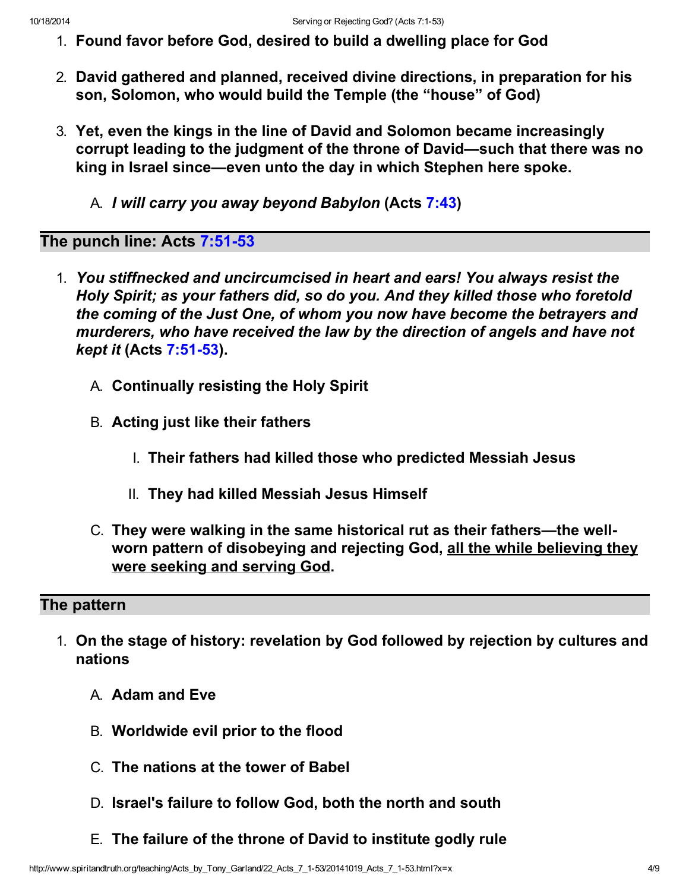1. **Found favor before God, desired to build a dwelling place for God**

2. **David gathered and planned, received divine directions, in preparation for his son, Solomon, who would build the Temple (the "house" of God)**

3. **Yet, even the kings in the line of David and Solomon became increasingly corrupt leading to the judgment of the throne of David—such that there was no king in Israel since—even unto the day in which Stephen here spoke.**

    A. ***I will carry you away beyond Babylon* (Acts 7:43)**

## The punch line: Acts 7:51-53

1. ***You stiffnecked and uncircumcised in heart and ears! You always resist the Holy Spirit; as your fathers did, so do you. And they killed those who foretold the coming of the Just One, of whom you now have become the betrayers and murderers, who have received the law by the direction of angels and have not kept it* (Acts 7:51-53).**

    A. **Continually resisting the Holy Spirit**

    B. **Acting just like their fathers**

        I. **Their fathers had killed those who predicted Messiah Jesus**

        II. **They had killed Messiah Jesus Himself**

    C. **They were walking in the same historical rut as their fathers—the well-worn pattern of disobeying and rejecting God, <u>all the while believing they were seeking and serving God</u>.**

## The pattern

1. **On the stage of history: revelation by God followed by rejection by cultures and nations**

    A. **Adam and Eve**

    B. **Worldwide evil prior to the flood**

    C. **The nations at the tower of Babel**

    D. **Israel's failure to follow God, both the north and south**

    E. **The failure of the throne of David to institute godly rule**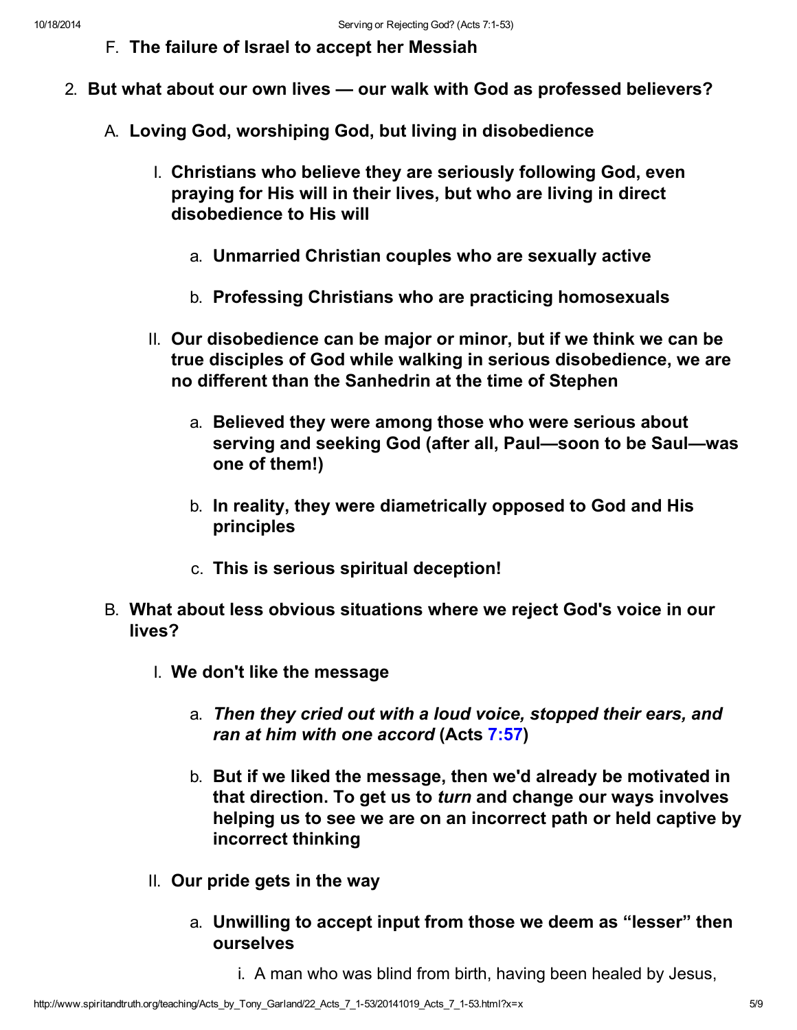F. **The failure of Israel to accept her Messiah**

2. **But what about our own lives — our walk with God as professed believers?**

   A. **Loving God, worshiping God, but living in disobedience**

      I. **Christians who believe they are seriously following God, even praying for His will in their lives, but who are living in direct disobedience to His will**

         a. **Unmarried Christian couples who are sexually active**

         b. **Professing Christians who are practicing homosexuals**

      II. **Our disobedience can be major or minor, but if we think we can be true disciples of God while walking in serious disobedience, we are no different than the Sanhedrin at the time of Stephen**

         a. **Believed they were among those who were serious about serving and seeking God (after all, Paul—soon to be Saul—was one of them!)**

         b. **In reality, they were diametrically opposed to God and His principles**

         c. **This is serious spiritual deception!**

   B. **What about less obvious situations where we reject God's voice in our lives?**

      I. **We don't like the message**

         a. ***Then they cried out with a loud voice, stopped their ears, and ran at him with one accord* (Acts 7:57)**

         b. **But if we liked the message, then we'd already be motivated in that direction. To get us to *turn* and change our ways involves helping us to see we are on an incorrect path or held captive by incorrect thinking**

      II. **Our pride gets in the way**

         a. **Unwilling to accept input from those we deem as "lesser" then ourselves**

            i. A man who was blind from birth, having been healed by Jesus,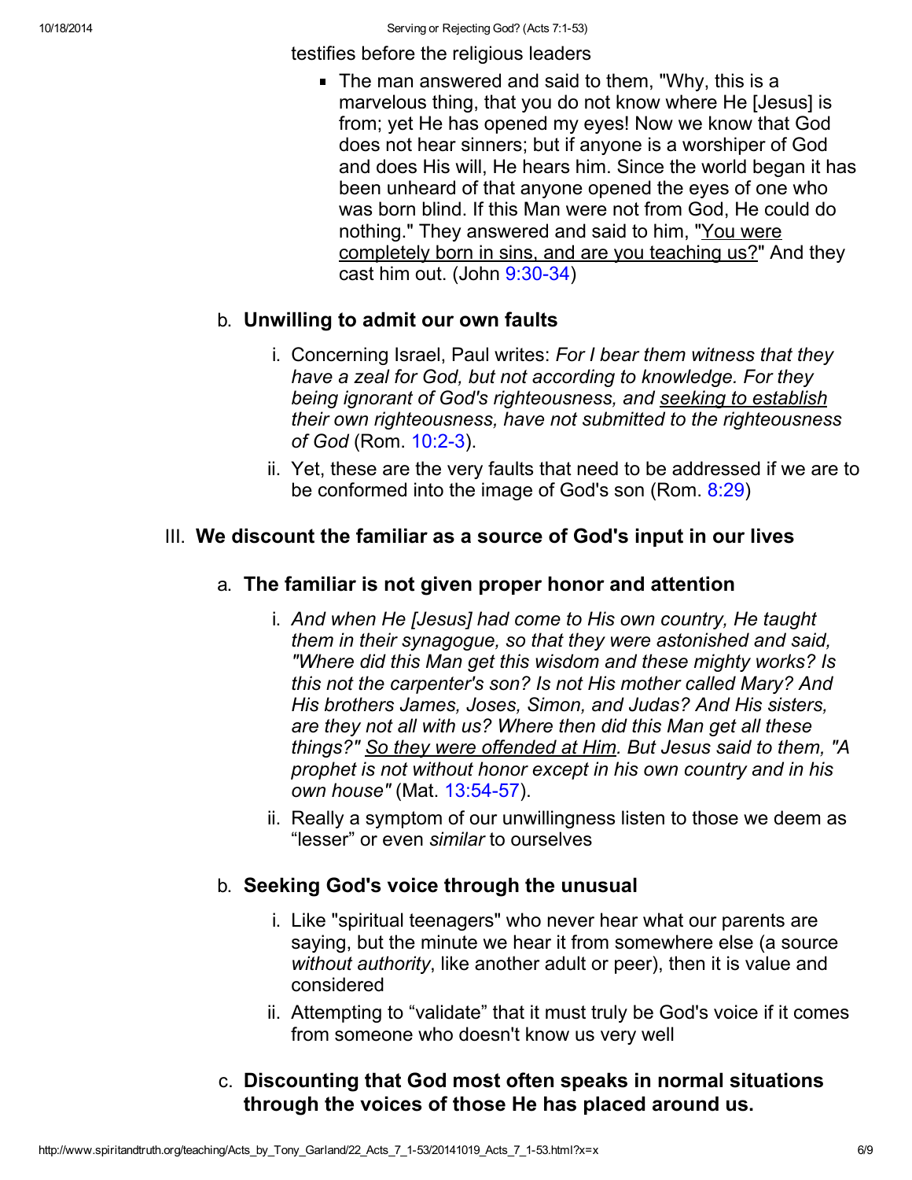testifies before the religious leaders

- The man answered and said to them, "Why, this is a marvelous thing, that you do not know where He [Jesus] is from; yet He has opened my eyes! Now we know that God does not hear sinners; but if anyone is a worshiper of God and does His will, He hears him. Since the world began it has been unheard of that anyone opened the eyes of one who was born blind. If this Man were not from God, He could do nothing." They answered and said to him, "<u>You were completely born in sins, and are you teaching us?</u>" And they cast him out. (John 9:30-34)

b. **Unwilling to admit our own faults**

   i. Concerning Israel, Paul writes: *For I bear them witness that they have a zeal for God, but not according to knowledge. For they being ignorant of God's righteousness, and <u>seeking to establish</u> their own righteousness, have not submitted to the righteousness of God* (Rom. 10:2-3).

   ii. Yet, these are the very faults that need to be addressed if we are to be conformed into the image of God's son (Rom. 8:29)

III. **We discount the familiar as a source of God's input in our lives**

a. **The familiar is not given proper honor and attention**

   i. *And when He [Jesus] had come to His own country, He taught them in their synagogue, so that they were astonished and said, "Where did this Man get this wisdom and these mighty works? Is this not the carpenter's son? Is not His mother called Mary? And His brothers James, Joses, Simon, and Judas? And His sisters, are they not all with us? Where then did this Man get all these things?" <u>So they were offended at Him</u>. But Jesus said to them, "A prophet is not without honor except in his own country and in his own house"* (Mat. 13:54-57).

   ii. Really a symptom of our unwillingness listen to those we deem as "lesser" or even *similar* to ourselves

b. **Seeking God's voice through the unusual**

   i. Like "spiritual teenagers" who never hear what our parents are saying, but the minute we hear it from somewhere else (a source *without authority*, like another adult or peer), then it is value and considered

   ii. Attempting to "validate" that it must truly be God's voice if it comes from someone who doesn't know us very well

c. **Discounting that God most often speaks in normal situations through the voices of those He has placed around us.**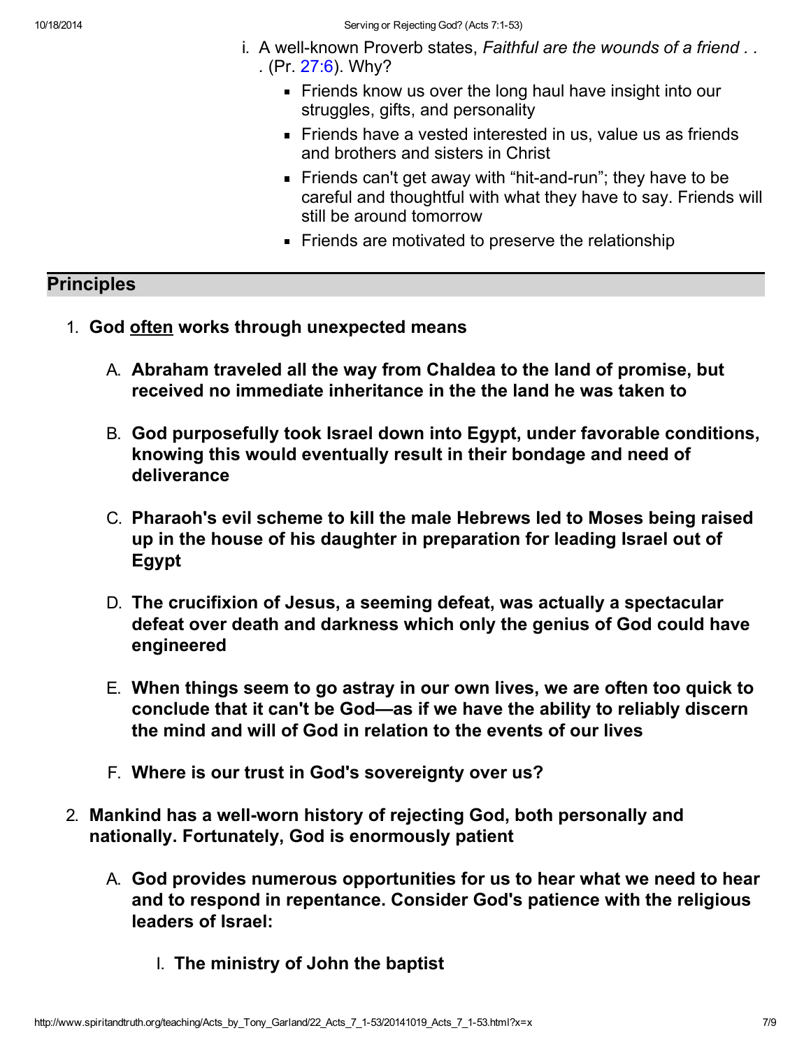i. A well-known Proverb states, *Faithful are the wounds of a friend . . .* (Pr. 27:6). Why?
    - Friends know us over the long haul have insight into our struggles, gifts, and personality
    - Friends have a vested interested in us, value us as friends and brothers and sisters in Christ
    - Friends can't get away with “hit-and-run”; they have to be careful and thoughtful with what they have to say. Friends will still be around tomorrow
    - Friends are motivated to preserve the relationship

## Principles

1. **God <u>often</u> works through unexpected means**

    A. **Abraham traveled all the way from Chaldea to the land of promise, but received no immediate inheritance in the the land he was taken to**

    B. **God purposefully took Israel down into Egypt, under favorable conditions, knowing this would eventually result in their bondage and need of deliverance**

    C. **Pharaoh's evil scheme to kill the male Hebrews led to Moses being raised up in the house of his daughter in preparation for leading Israel out of Egypt**

    D. **The crucifixion of Jesus, a seeming defeat, was actually a spectacular defeat over death and darkness which only the genius of God could have engineered**

    E. **When things seem to go astray in our own lives, we are often too quick to conclude that it can't be God—as if we have the ability to reliably discern the mind and will of God in relation to the events of our lives**

    F. **Where is our trust in God's sovereignty over us?**

2. **Mankind has a well-worn history of rejecting God, both personally and nationally. Fortunately, God is enormously patient**

    A. **God provides numerous opportunities for us to hear what we need to hear and to respond in repentance. Consider God's patience with the religious leaders of Israel:**

        I. **The ministry of John the baptist**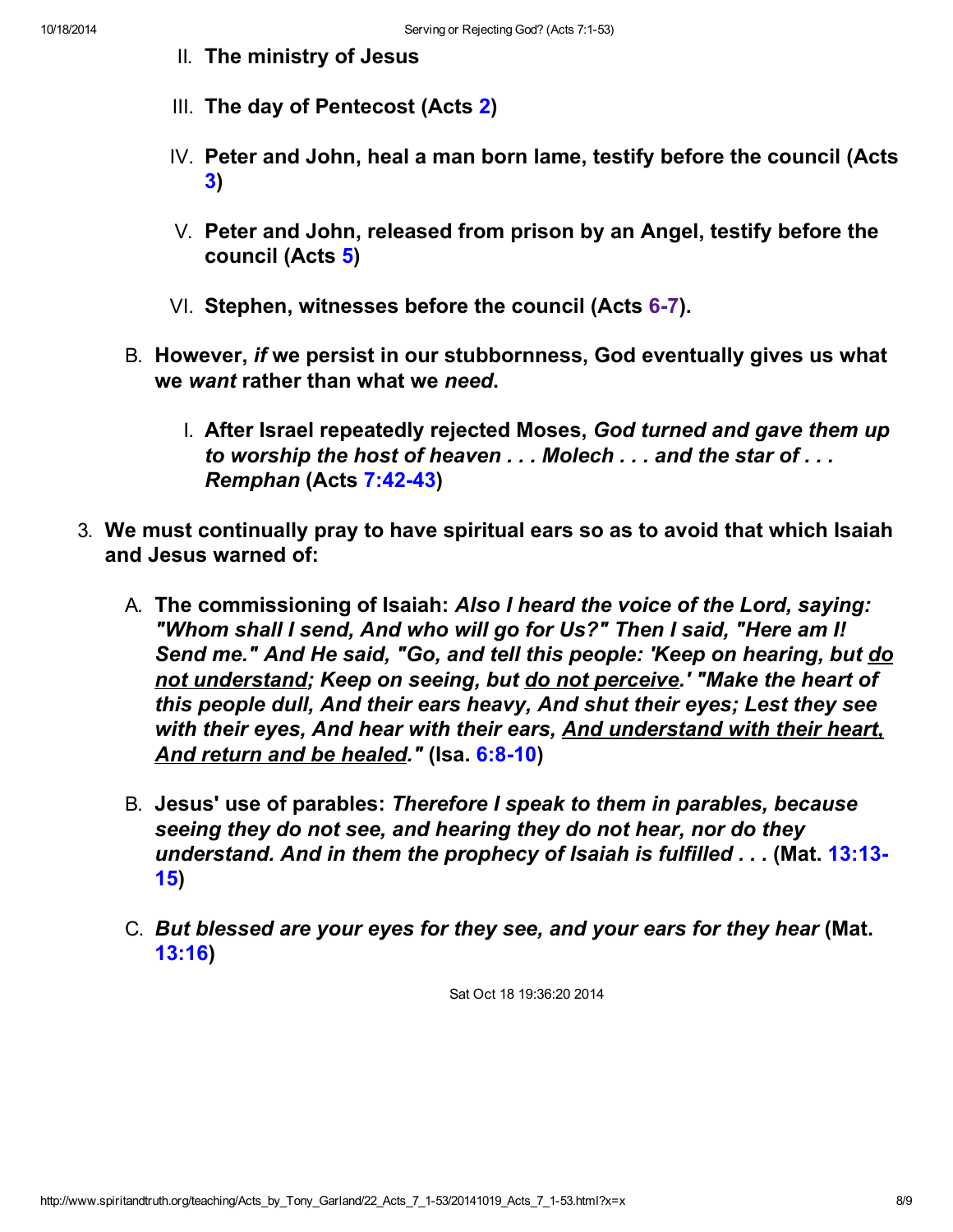II. **The ministry of Jesus**

   III. **The day of Pentecost (Acts 2)**

   IV. **Peter and John, heal a man born lame, testify before the council (Acts 3)**

   V. **Peter and John, released from prison by an Angel, testify before the council (Acts 5)**

   VI. **Stephen, witnesses before the council (Acts 6-7).**

B. **However, *if* we persist in our stubbornness, God eventually gives us what we *want* rather than what we *need*.**

   I. **After Israel repeatedly rejected Moses, *God turned and gave them up to worship the host of heaven . . . Molech . . . and the star of . . . Remphan* (Acts 7:42-43)**

3. **We must continually pray to have spiritual ears so as to avoid that which Isaiah and Jesus warned of:**

   A. **The commissioning of Isaiah: *Also I heard the voice of the Lord, saying: "Whom shall I send, And who will go for Us?" Then I said, "Here am I! Send me." And He said, "Go, and tell this people: 'Keep on hearing, but <u>do not understand</u>; Keep on seeing, but <u>do not perceive</u>.' "Make the heart of this people dull, And their ears heavy, And shut their eyes; Lest they see with their eyes, And hear with their ears, <u>And understand with their heart, And return and be healed</u>."* (Isa. 6:8-10)**

   B. **Jesus' use of parables: *Therefore I speak to them in parables, because seeing they do not see, and hearing they do not hear, nor do they understand. And in them the prophecy of Isaiah is fulfilled . . .* (Mat. 13:13-15)**

   C. ***But blessed are your eyes for they see, and your ears for they hear* (Mat. 13:16)**

Sat Oct 18 19:36:20 2014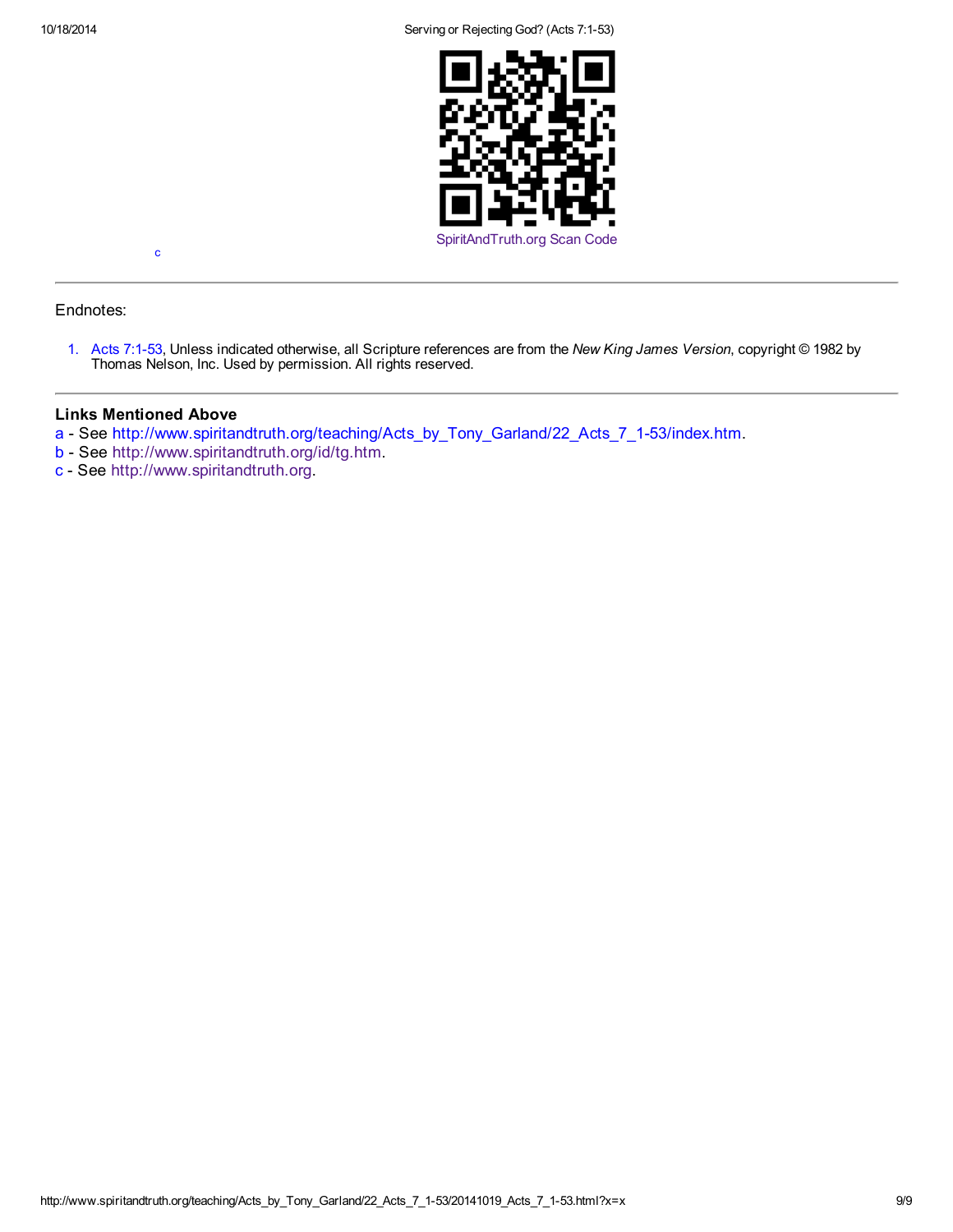SpiritAndTruth.org Scan Code

c

---

Endnotes:

1. Acts 7:1-53, Unless indicated otherwise, all Scripture references are from the *New King James Version*, copyright © 1982 by Thomas Nelson, Inc. Used by permission. All rights reserved.

---

**Links Mentioned Above**

a - See http://www.spiritandtruth.org/teaching/Acts_by_Tony_Garland/22_Acts_7_1-53/index.htm.
b - See http://www.spiritandtruth.org/id/tg.htm.
c - See http://www.spiritandtruth.org.